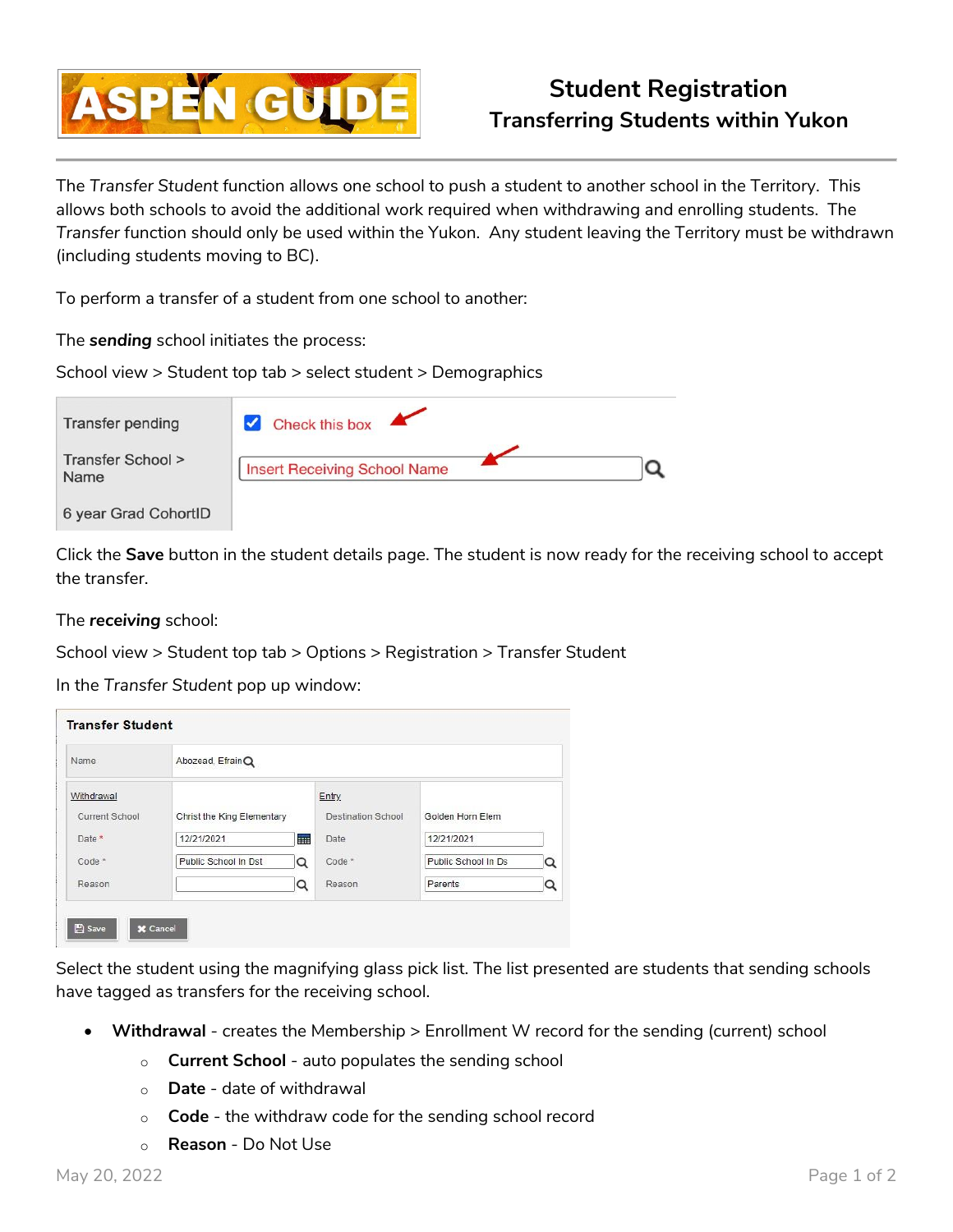# Student Registration
## Transferring Students within Yukon

The *Transfer Student* function allows one school to push a student to another school in the Territory. This allows both schools to avoid the additional work required when withdrawing and enrolling students. The *Transfer* function should only be used within the Yukon. Any student leaving the Territory must be withdrawn (including students moving to BC).

To perform a transfer of a student from one school to another:

The ***sending*** school initiates the process:

School view > Student top tab > select student > Demographics

| | |
|---|---|
| Transfer pending | ☑ Check this box |
| Transfer School > Name | Insert Receiving School Name |
| 6 year Grad CohortID | |

Click the **Save** button in the student details page. The student is now ready for the receiving school to accept the transfer.

The ***receiving*** school:

School view > Student top tab > Options > Registration > Transfer Student

In the *Transfer Student* pop up window:

**Transfer Student**

| Name | Abozead, Efrain | | |
|---|---|---|---|
| **Withdrawal** | | **Entry** | |
| Current School | Christ the King Elementary | Destination School | Golden Horn Elem |
| Date * | 12/21/2021 | Date | 12/21/2021 |
| Code * | Public School In Dst | Code * | Public School In Ds |
| Reason | | Reason | Parents |

Save | Cancel

Select the student using the magnifying glass pick list. The list presented are students that sending schools have tagged as transfers for the receiving school.

- **Withdrawal** - creates the Membership > Enrollment W record for the sending (current) school
  - **Current School** - auto populates the sending school
  - **Date** - date of withdrawal
  - **Code** - the withdraw code for the sending school record
  - **Reason** - Do Not Use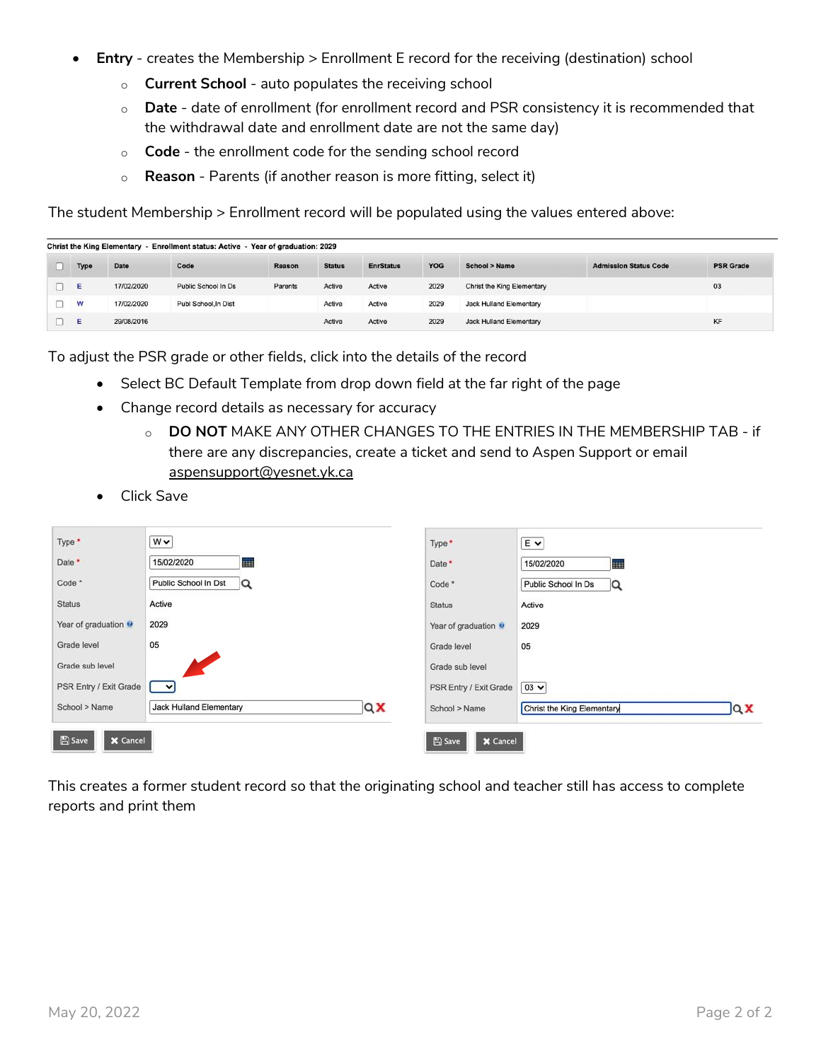- **Entry** - creates the Membership > Enrollment E record for the receiving (destination) school
  - **Current School** - auto populates the receiving school
  - **Date** - date of enrollment (for enrollment record and PSR consistency it is recommended that the withdrawal date and enrollment date are not the same day)
  - **Code** - the enrollment code for the sending school record
  - **Reason** - Parents (if another reason is more fitting, select it)

The student Membership > Enrollment record will be populated using the values entered above:

Christ the King Elementary - Enrollment status: Active - Year of graduation: 2029

| Type | Date | Code | Reason | Status | EnrStatus | YOG | School > Name | Admission Status Code | PSR Grade |
|---|---|---|---|---|---|---|---|---|---|
| E | 17/02/2020 | Public School In Ds | Parents | Active | Active | 2029 | Christ the King Elementary | | 03 |
| W | 17/02/2020 | Publ School,In Dist | | Active | Active | 2029 | Jack Hulland Elementary | | |
| E | 29/08/2016 | | | Active | Active | 2029 | Jack Hulland Elementary | | KF |

To adjust the PSR grade or other fields, click into the details of the record

- Select BC Default Template from drop down field at the far right of the page
- Change record details as necessary for accuracy
  - **DO NOT** MAKE ANY OTHER CHANGES TO THE ENTRIES IN THE MEMBERSHIP TAB - if there are any discrepancies, create a ticket and send to Aspen Support or email aspensupport@yesnet.yk.ca
- Click Save

| | |
|---|---|
| Type * | W |
| Date * | 15/02/2020 |
| Code * | Public School In Dst |
| Status | Active |
| Year of graduation | 2029 |
| Grade level | 05 |
| Grade sub level | |
| PSR Entry / Exit Grade | |
| School > Name | Jack Hulland Elementary |

Save | Cancel

| | |
|---|---|
| Type * | E |
| Date * | 15/02/2020 |
| Code * | Public School In Ds |
| Status | Active |
| Year of graduation | 2029 |
| Grade level | 05 |
| Grade sub level | |
| PSR Entry / Exit Grade | 03 |
| School > Name | Christ the King Elementary |

Save | Cancel

This creates a former student record so that the originating school and teacher still has access to complete reports and print them

May 20, 2022